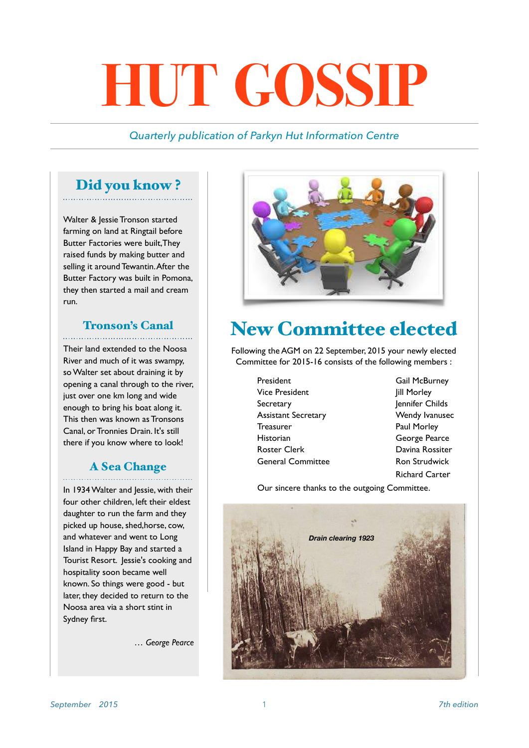# HUT GOSSIP

*Quarterly publication of Parkyn Hut Information Centre*

## Did you know ?

Walter & Jessie Tronson started farming on land at Ringtail before Butter Factories were built,They raised funds by making butter and selling it around Tewantin. After the Butter Factory was built in Pomona, they then started a mail and cream run.

## Tronson's Canal

Their land extended to the Noosa River and much of it was swampy, so Walter set about draining it by opening a canal through to the river, just over one km long and wide enough to bring his boat along it. This then was known as Tronsons Canal, or Tronnies Drain. It's still there if you know where to look!

## A Sea Change

In 1934 Walter and Jessie, with their four other children, left their eldest daughter to run the farm and they picked up house, shed,horse, cow, and whatever and went to Long Island in Happy Bay and started a Tourist Resort. Jessie's cooking and hospitality soon became well known. So things were good - but later, they decided to return to the Noosa area via a short stint in Sydney first.

*… George Pearce*

## New Committee elected

Following the AGM on 22 September, 2015 your newly elected Committee for 2015-16 consists of the following members :

| | |
|---|---|
| President | Gail McBurney |
| Vice President | Jill Morley |
| Secretary | Jennifer Childs |
| Assistant Secretary | Wendy Ivanusec |
| Treasurer | Paul Morley |
| Historian | George Pearce |
| Roster Clerk | Davina Rossiter |
| General Committee | Ron Strudwick |
| | Richard Carter |

Our sincere thanks to the outgoing Committee.

*Drain clearing 1923*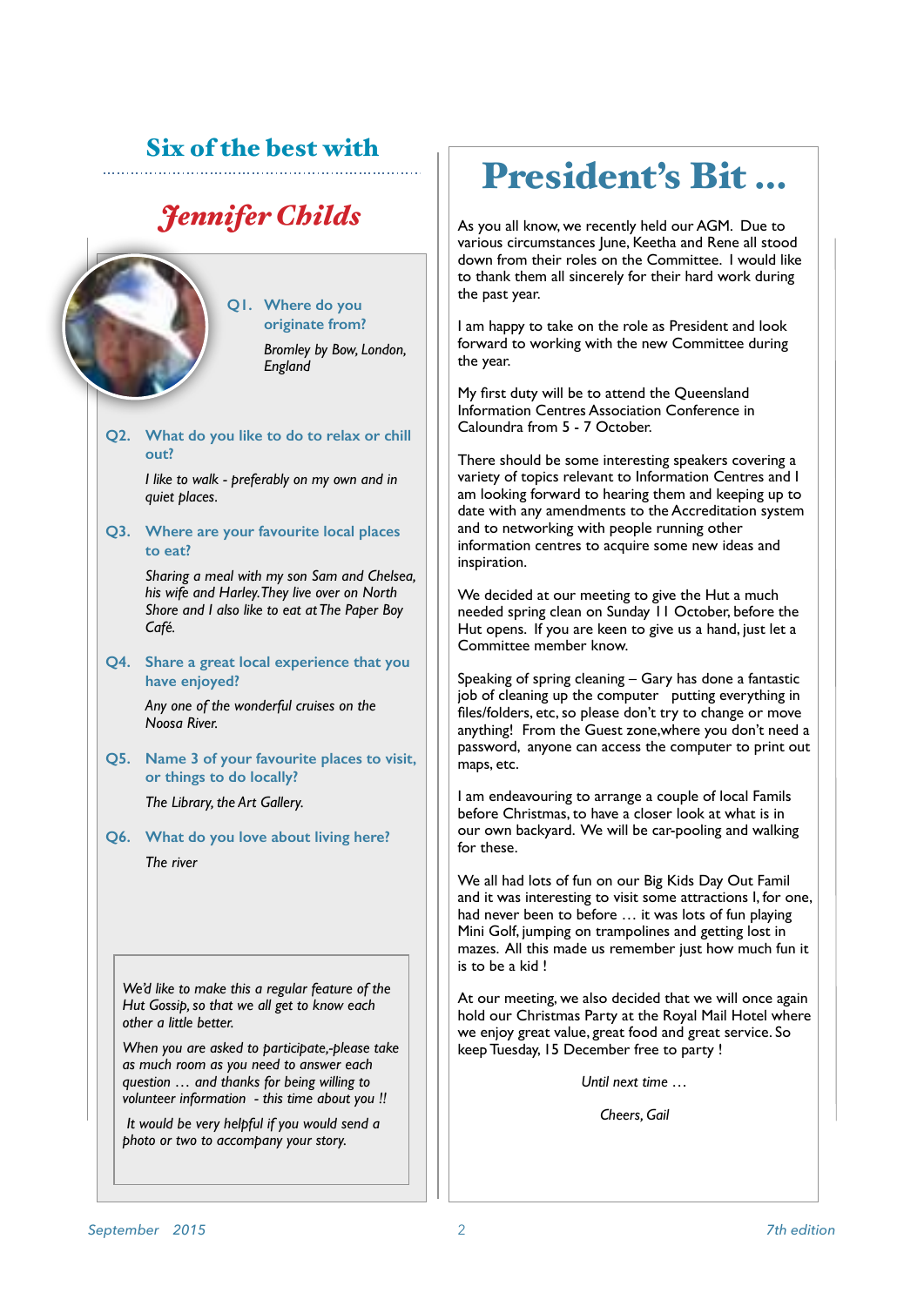## Six of the best with

# *Jennifer Childs*

**Q1. Where do you originate from?**

*Bromley by Bow, London, England*

**Q2. What do you like to do to relax or chill out?**

*I like to walk - preferably on my own and in quiet places.*

**Q3. Where are your favourite local places to eat?**

*Sharing a meal with my son Sam and Chelsea, his wife and Harley. They live over on North Shore and I also like to eat at The Paper Boy Café.*

**Q4. Share a great local experience that you have enjoyed?**

*Any one of the wonderful cruises on the Noosa River.*

**Q5. Name 3 of your favourite places to visit, or things to do locally?**

*The Library, the Art Gallery.*

**Q6. What do you love about living here?**

*The river*

*We'd like to make this a regular feature of the Hut Gossip, so that we all get to know each other a little better.*

*When you are asked to participate,-please take as much room as you need to answer each question … and thanks for being willing to volunteer information - this time about you !!*

*It would be very helpful if you would send a photo or two to accompany your story.*

# President's Bit …

As you all know, we recently held our AGM. Due to various circumstances June, Keetha and Rene all stood down from their roles on the Committee. I would like to thank them all sincerely for their hard work during the past year.

I am happy to take on the role as President and look forward to working with the new Committee during the year.

My first duty will be to attend the Queensland Information Centres Association Conference in Caloundra from 5 - 7 October.

There should be some interesting speakers covering a variety of topics relevant to Information Centres and I am looking forward to hearing them and keeping up to date with any amendments to the Accreditation system and to networking with people running other information centres to acquire some new ideas and inspiration.

We decided at our meeting to give the Hut a much needed spring clean on Sunday 11 October, before the Hut opens. If you are keen to give us a hand, just let a Committee member know.

Speaking of spring cleaning – Gary has done a fantastic job of cleaning up the computer putting everything in files/folders, etc, so please don't try to change or move anything! From the Guest zone,where you don't need a password, anyone can access the computer to print out maps, etc.

I am endeavouring to arrange a couple of local Famils before Christmas, to have a closer look at what is in our own backyard. We will be car-pooling and walking for these.

We all had lots of fun on our Big Kids Day Out Famil and it was interesting to visit some attractions I, for one, had never been to before … it was lots of fun playing Mini Golf, jumping on trampolines and getting lost in mazes. All this made us remember just how much fun it is to be a kid !

At our meeting, we also decided that we will once again hold our Christmas Party at the Royal Mail Hotel where we enjoy great value, great food and great service. So keep Tuesday, 15 December free to party !

*Until next time …*

*Cheers, Gail*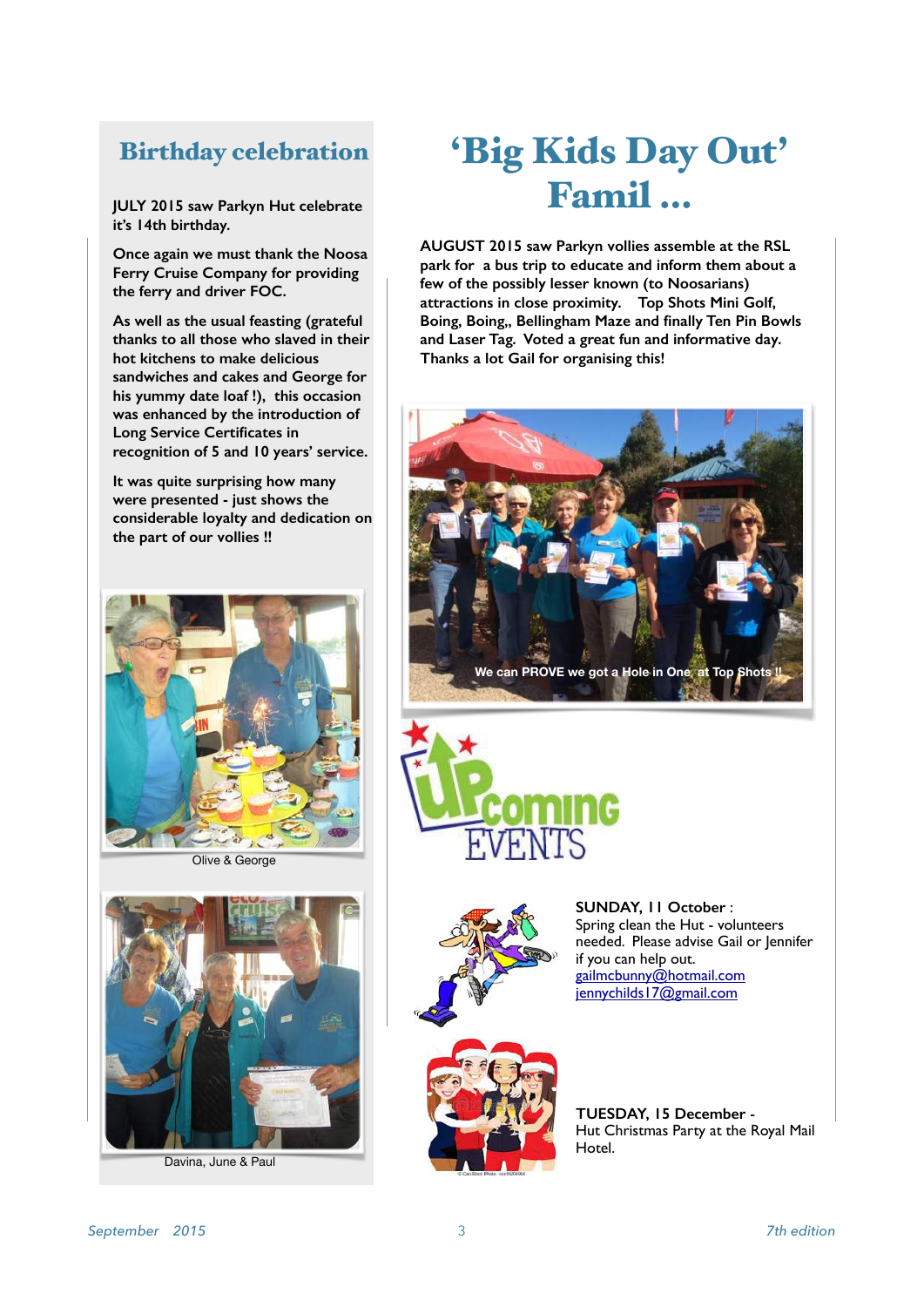## Birthday celebration

**JULY 2015 saw Parkyn Hut celebrate it's 14th birthday.**

**Once again we must thank the Noosa Ferry Cruise Company for providing the ferry and driver FOC.**

**As well as the usual feasting (grateful thanks to all those who slaved in their hot kitchens to make delicious sandwiches and cakes and George for his yummy date loaf !), this occasion was enhanced by the introduction of Long Service Certificates in recognition of 5 and 10 years' service.**

**It was quite surprising how many were presented - just shows the considerable loyalty and dedication on the part of our vollies !!**

Olive & George

Davina, June & Paul

# 'Big Kids Day Out' Famil ...

**AUGUST 2015 saw Parkyn vollies assemble at the RSL park for a bus trip to educate and inform them about a few of the possibly lesser known (to Noosarians) attractions in close proximity. Top Shots Mini Golf, Boing, Boing,, Bellingham Maze and finally Ten Pin Bowls and Laser Tag. Voted a great fun and informative day. Thanks a lot Gail for organising this!**

We can PROVE we got a Hole in One, at Top Shots !!

## UPcoming EVENTS

**SUNDAY, 11 October** :
Spring clean the Hut - volunteers needed. Please advise Gail or Jennifer if you can help out.
gailmcbunny@hotmail.com
jennychilds17@gmail.com

**TUESDAY, 15 December** -
Hut Christmas Party at the Royal Mail Hotel.

*September 2015* *7th edition*